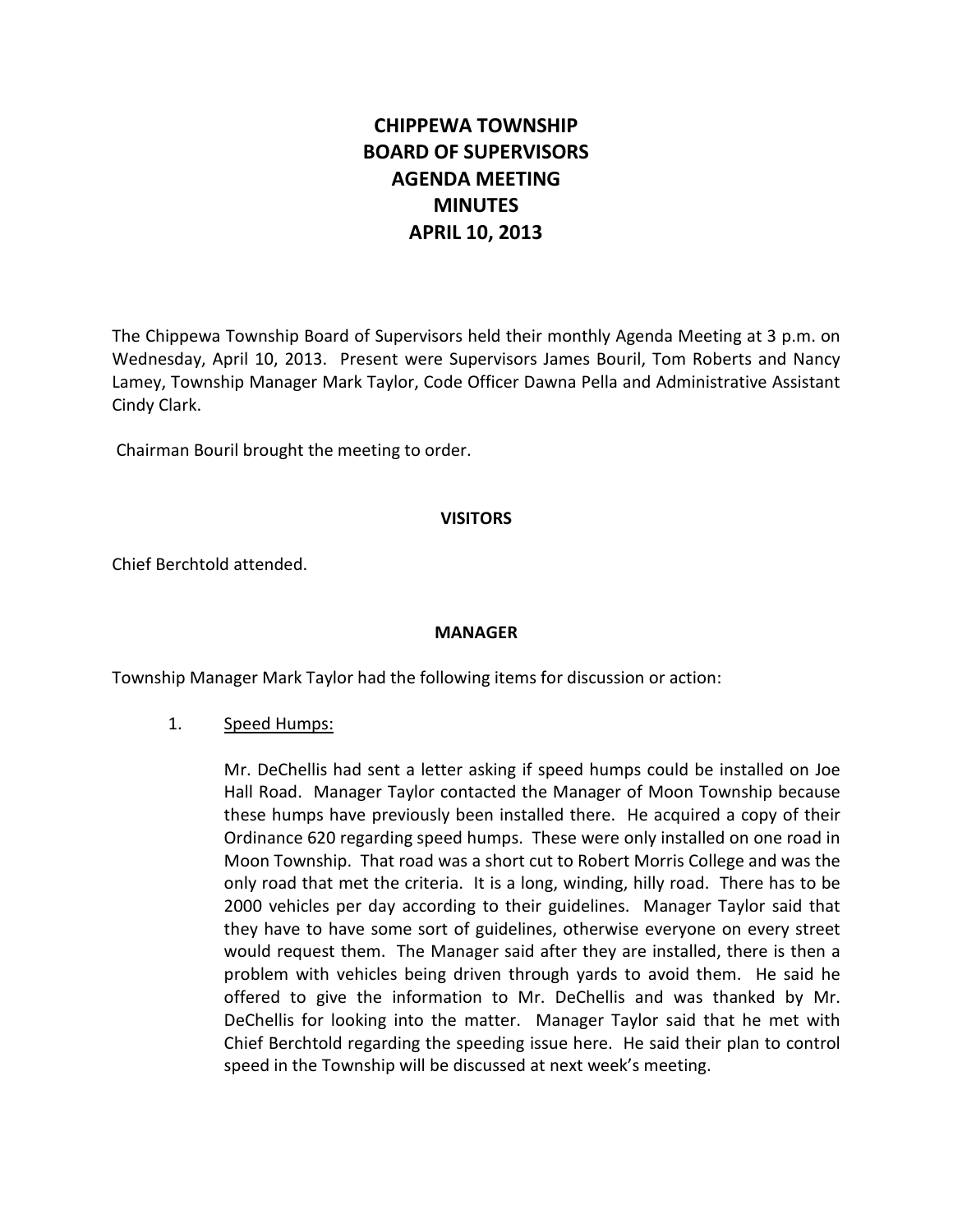# CHIPPEWA TOWNSHIP
# BOARD OF SUPERVISORS
# AGENDA MEETING
# MINUTES
# APRIL 10, 2013

The Chippewa Township Board of Supervisors held their monthly Agenda Meeting at 3 p.m. on Wednesday, April 10, 2013. Present were Supervisors James Bouril, Tom Roberts and Nancy Lamey, Township Manager Mark Taylor, Code Officer Dawna Pella and Administrative Assistant Cindy Clark.

Chairman Bouril brought the meeting to order.

**VISITORS**

Chief Berchtold attended.

**MANAGER**

Township Manager Mark Taylor had the following items for discussion or action:

1. Speed Humps:

   Mr. DeChellis had sent a letter asking if speed humps could be installed on Joe Hall Road. Manager Taylor contacted the Manager of Moon Township because these humps have previously been installed there. He acquired a copy of their Ordinance 620 regarding speed humps. These were only installed on one road in Moon Township. That road was a short cut to Robert Morris College and was the only road that met the criteria. It is a long, winding, hilly road. There has to be 2000 vehicles per day according to their guidelines. Manager Taylor said that they have to have some sort of guidelines, otherwise everyone on every street would request them. The Manager said after they are installed, there is then a problem with vehicles being driven through yards to avoid them. He said he offered to give the information to Mr. DeChellis and was thanked by Mr. DeChellis for looking into the matter. Manager Taylor said that he met with Chief Berchtold regarding the speeding issue here. He said their plan to control speed in the Township will be discussed at next week's meeting.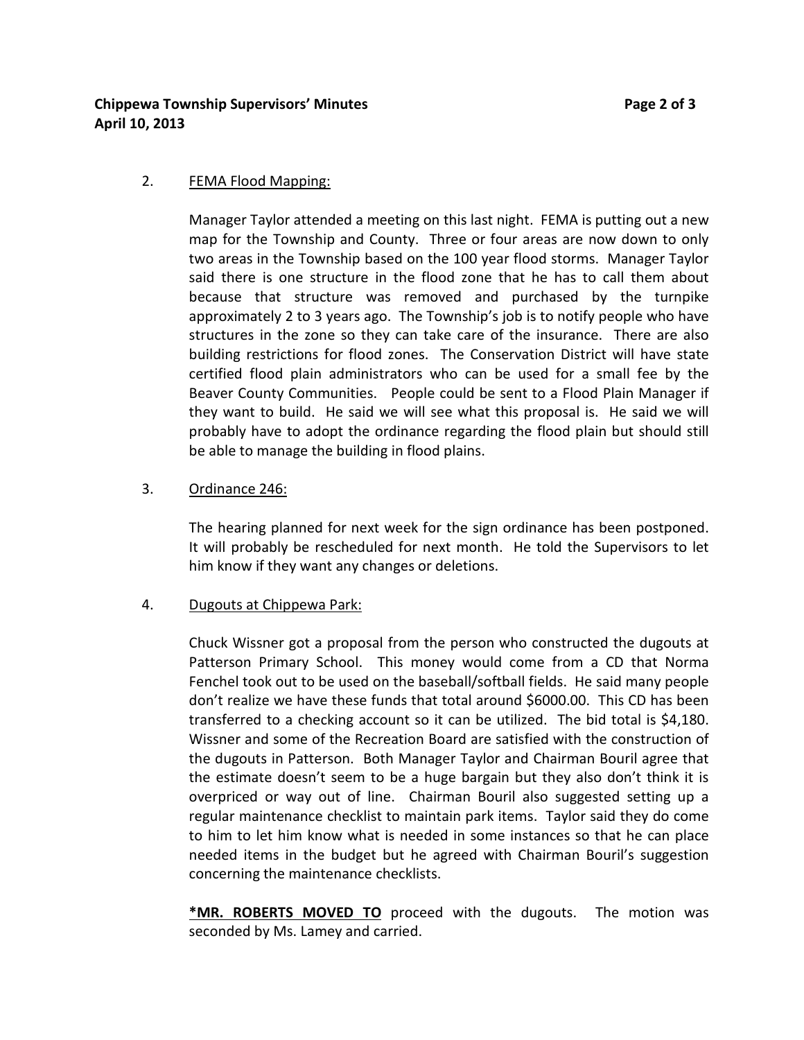2. FEMA Flood Mapping:

Manager Taylor attended a meeting on this last night. FEMA is putting out a new map for the Township and County. Three or four areas are now down to only two areas in the Township based on the 100 year flood storms. Manager Taylor said there is one structure in the flood zone that he has to call them about because that structure was removed and purchased by the turnpike approximately 2 to 3 years ago. The Township's job is to notify people who have structures in the zone so they can take care of the insurance. There are also building restrictions for flood zones. The Conservation District will have state certified flood plain administrators who can be used for a small fee by the Beaver County Communities. People could be sent to a Flood Plain Manager if they want to build. He said we will see what this proposal is. He said we will probably have to adopt the ordinance regarding the flood plain but should still be able to manage the building in flood plains.

3. Ordinance 246:

The hearing planned for next week for the sign ordinance has been postponed. It will probably be rescheduled for next month. He told the Supervisors to let him know if they want any changes or deletions.

4. Dugouts at Chippewa Park:

Chuck Wissner got a proposal from the person who constructed the dugouts at Patterson Primary School. This money would come from a CD that Norma Fenchel took out to be used on the baseball/softball fields. He said many people don't realize we have these funds that total around $6000.00. This CD has been transferred to a checking account so it can be utilized. The bid total is $4,180. Wissner and some of the Recreation Board are satisfied with the construction of the dugouts in Patterson. Both Manager Taylor and Chairman Bouril agree that the estimate doesn't seem to be a huge bargain but they also don't think it is overpriced or way out of line. Chairman Bouril also suggested setting up a regular maintenance checklist to maintain park items. Taylor said they do come to him to let him know what is needed in some instances so that he can place needed items in the budget but he agreed with Chairman Bouril's suggestion concerning the maintenance checklists.

**\*MR. ROBERTS MOVED TO** proceed with the dugouts. The motion was seconded by Ms. Lamey and carried.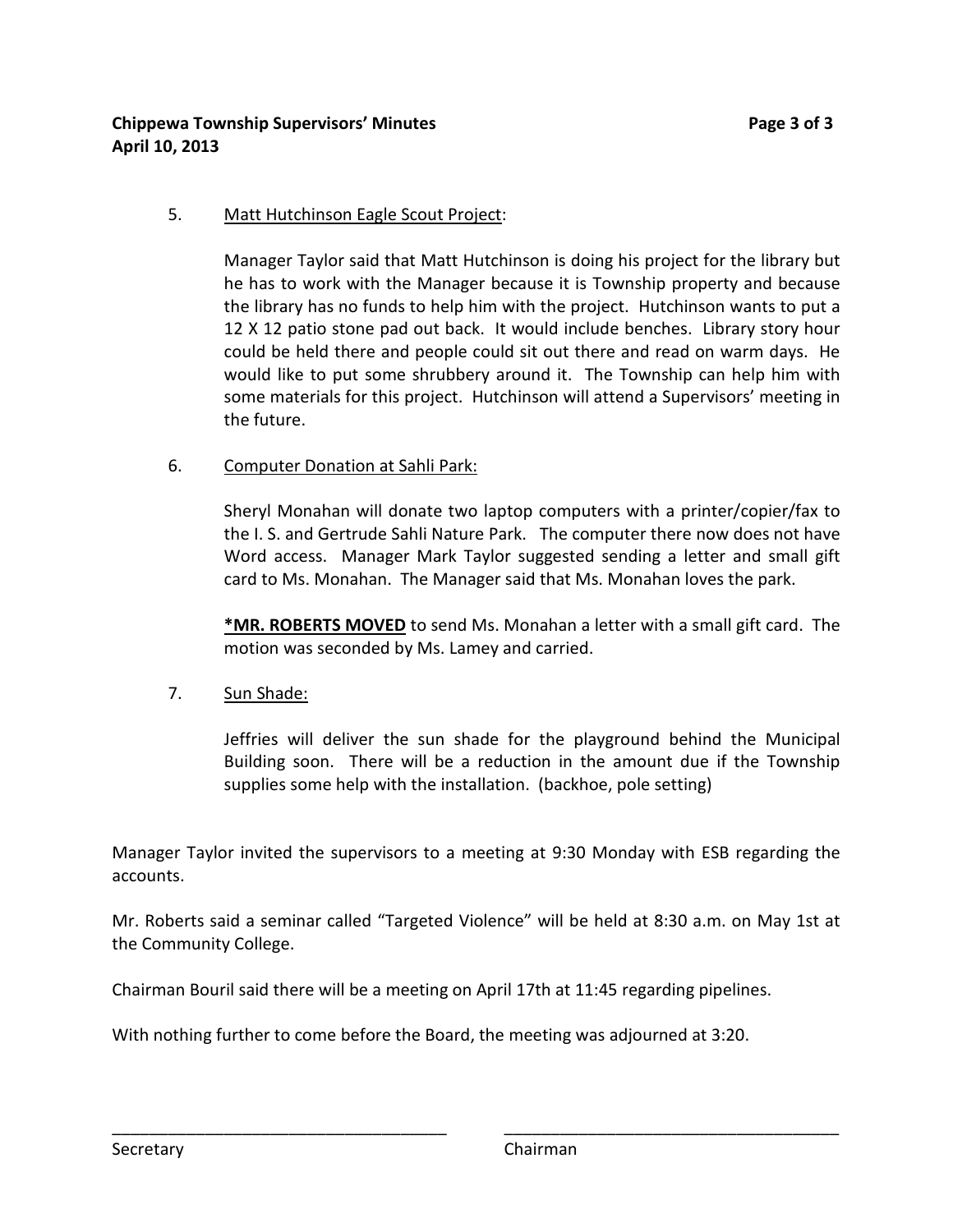5. Matt Hutchinson Eagle Scout Project:

   Manager Taylor said that Matt Hutchinson is doing his project for the library but he has to work with the Manager because it is Township property and because the library has no funds to help him with the project. Hutchinson wants to put a 12 X 12 patio stone pad out back. It would include benches. Library story hour could be held there and people could sit out there and read on warm days. He would like to put some shrubbery around it. The Township can help him with some materials for this project. Hutchinson will attend a Supervisors' meeting in the future.

6. Computer Donation at Sahli Park:

   Sheryl Monahan will donate two laptop computers with a printer/copier/fax to the I. S. and Gertrude Sahli Nature Park. The computer there now does not have Word access. Manager Mark Taylor suggested sending a letter and small gift card to Ms. Monahan. The Manager said that Ms. Monahan loves the park.

   **\*MR. ROBERTS MOVED** to send Ms. Monahan a letter with a small gift card. The motion was seconded by Ms. Lamey and carried.

7. Sun Shade:

   Jeffries will deliver the sun shade for the playground behind the Municipal Building soon. There will be a reduction in the amount due if the Township supplies some help with the installation. (backhoe, pole setting)

Manager Taylor invited the supervisors to a meeting at 9:30 Monday with ESB regarding the accounts.

Mr. Roberts said a seminar called "Targeted Violence" will be held at 8:30 a.m. on May 1st at the Community College.

Chairman Bouril said there will be a meeting on April 17th at 11:45 regarding pipelines.

With nothing further to come before the Board, the meeting was adjourned at 3:20.

\_\_\_\_\_\_\_\_\_\_\_\_\_\_\_\_\_\_\_\_\_\_\_\_\_\_\_\_\_\_\_\_\_\_\_\_ \_\_\_\_\_\_\_\_\_\_\_\_\_\_\_\_\_\_\_\_\_\_\_\_\_\_\_\_\_\_\_\_\_\_\_\_

Secretary Chairman